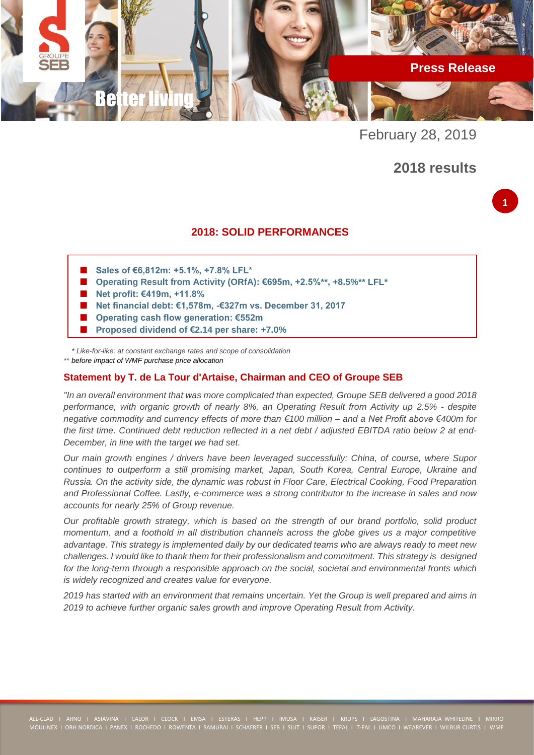Press Release

February 28, 2019

# 2018 results

## 2018: SOLID PERFORMANCES

- **Sales of €6,812m: +5.1%, +7.8% LFL***
- **Operating Result from Activity (ORfA): €695m, +2.5%**, +8.5%** LFL***
- **Net profit: €419m, +11.8%**
- **Net financial debt: €1,578m, -€327m vs. December 31, 2017**
- **Operating cash flow generation: €552m**
- **Proposed dividend of €2.14 per share: +7.0%**

*\* Like-for-like: at constant exchange rates and scope of consolidation*

*\*\* before impact of WMF purchase price allocation*

### Statement by T. de La Tour d'Artaise, Chairman and CEO of Groupe SEB

*"In an overall environment that was more complicated than expected, Groupe SEB delivered a good 2018 performance, with organic growth of nearly 8%, an Operating Result from Activity up 2.5% - despite negative commodity and currency effects of more than €100 million – and a Net Profit above €400m for the first time. Continued debt reduction reflected in a net debt / adjusted EBITDA ratio below 2 at end-December, in line with the target we had set.*

*Our main growth engines / drivers have been leveraged successfully: China, of course, where Supor continues to outperform a still promising market, Japan, South Korea, Central Europe, Ukraine and Russia. On the activity side, the dynamic was robust in Floor Care, Electrical Cooking, Food Preparation and Professional Coffee. Lastly, e-commerce was a strong contributor to the increase in sales and now accounts for nearly 25% of Group revenue.*

*Our profitable growth strategy, which is based on the strength of our brand portfolio, solid product momentum, and a foothold in all distribution channels across the globe gives us a major competitive advantage. This strategy is implemented daily by our dedicated teams who are always ready to meet new challenges. I would like to thank them for their professionalism and commitment. This strategy is designed for the long-term through a responsible approach on the social, societal and environmental fronts which is widely recognized and creates value for everyone.*

*2019 has started with an environment that remains uncertain. Yet the Group is well prepared and aims in 2019 to achieve further organic sales growth and improve Operating Result from Activity.*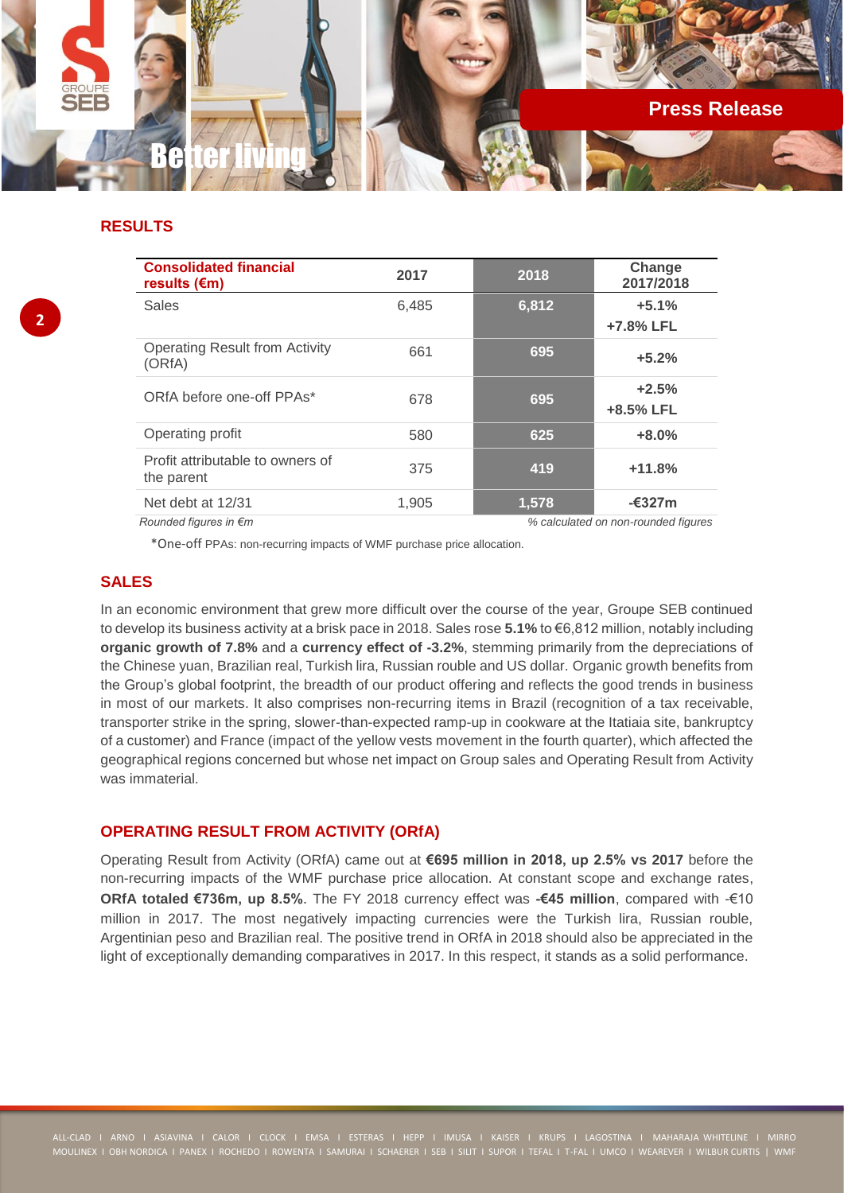## RESULTS

| Consolidated financial results (€m) | 2017 | 2018 | Change 2017/2018 |
|---|---|---|---|
| Sales | 6,485 | 6,812 | +5.1%<br>+7.8% LFL |
| Operating Result from Activity (ORfA) | 661 | 695 | +5.2% |
| ORfA before one-off PPAs* | 678 | 695 | +2.5%<br>+8.5% LFL |
| Operating profit | 580 | 625 | +8.0% |
| Profit attributable to owners of the parent | 375 | 419 | +11.8% |
| Net debt at 12/31 | 1,905 | 1,578 | -€327m |

*Rounded figures in €m* — *% calculated on non-rounded figures*

*One-off PPAs: non-recurring impacts of WMF purchase price allocation.

## SALES

In an economic environment that grew more difficult over the course of the year, Groupe SEB continued to develop its business activity at a brisk pace in 2018. Sales rose **5.1%** to €6,812 million, notably including **organic growth of 7.8%** and a **currency effect of -3.2%**, stemming primarily from the depreciations of the Chinese yuan, Brazilian real, Turkish lira, Russian rouble and US dollar. Organic growth benefits from the Group's global footprint, the breadth of our product offering and reflects the good trends in business in most of our markets. It also comprises non-recurring items in Brazil (recognition of a tax receivable, transporter strike in the spring, slower-than-expected ramp-up in cookware at the Itatiaia site, bankruptcy of a customer) and France (impact of the yellow vests movement in the fourth quarter), which affected the geographical regions concerned but whose net impact on Group sales and Operating Result from Activity was immaterial.

## OPERATING RESULT FROM ACTIVITY (ORfA)

Operating Result from Activity (ORfA) came out at **€695 million in 2018, up 2.5% vs 2017** before the non-recurring impacts of the WMF purchase price allocation. At constant scope and exchange rates, **ORfA totaled €736m, up 8.5%**. The FY 2018 currency effect was **-€45 million**, compared with -€10 million in 2017. The most negatively impacting currencies were the Turkish lira, Russian rouble, Argentinian peso and Brazilian real. The positive trend in ORfA in 2018 should also be appreciated in the light of exceptionally demanding comparatives in 2017. In this respect, it stands as a solid performance.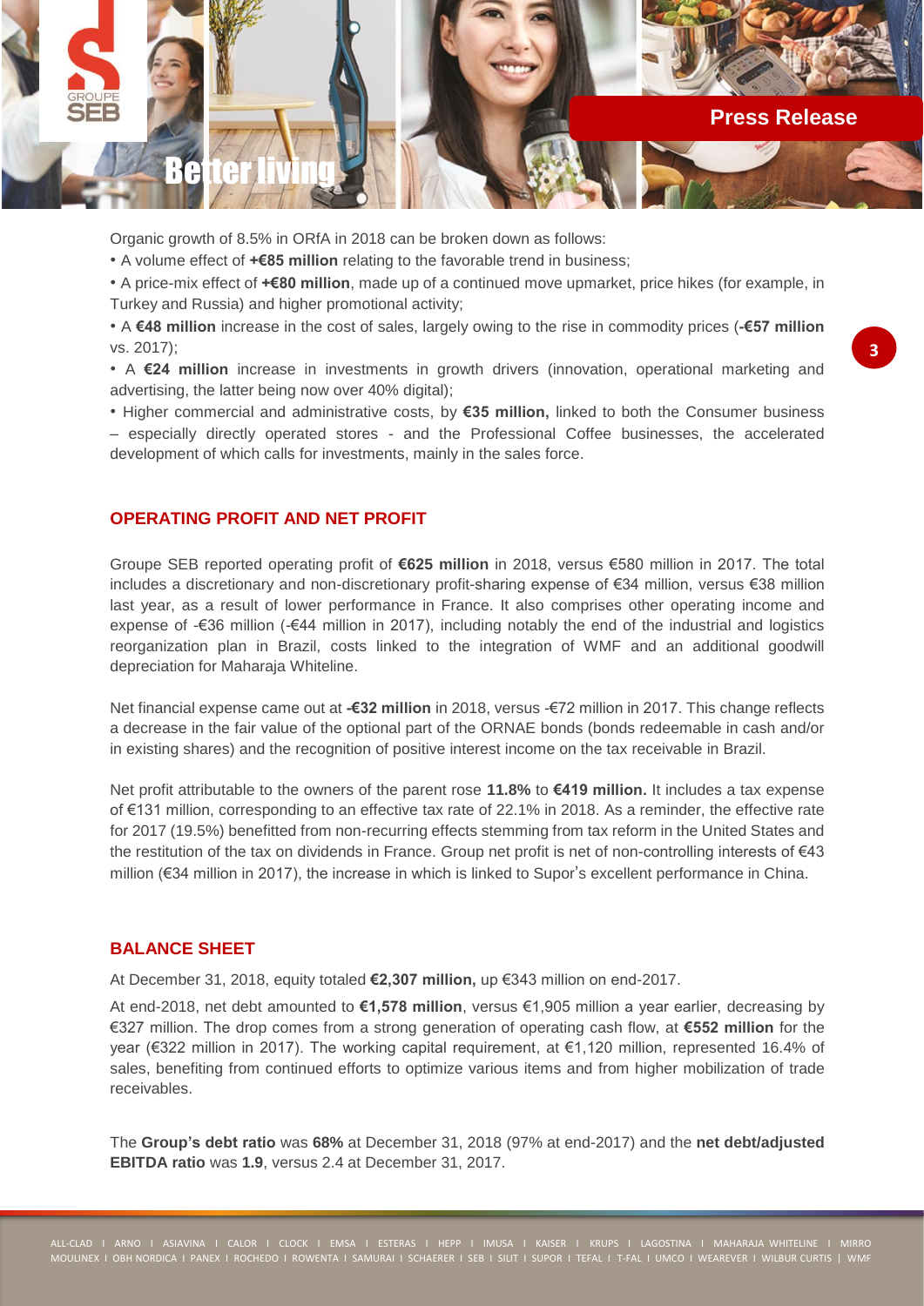Organic growth of 8.5% in ORfA in 2018 can be broken down as follows:

- A volume effect of **+€85 million** relating to the favorable trend in business;
- A price-mix effect of **+€80 million**, made up of a continued move upmarket, price hikes (for example, in Turkey and Russia) and higher promotional activity;
- A **€48 million** increase in the cost of sales, largely owing to the rise in commodity prices (**-€57 million** vs. 2017);
- A **€24 million** increase in investments in growth drivers (innovation, operational marketing and advertising, the latter being now over 40% digital);
- Higher commercial and administrative costs, by **€35 million,** linked to both the Consumer business – especially directly operated stores - and the Professional Coffee businesses, the accelerated development of which calls for investments, mainly in the sales force.

## OPERATING PROFIT AND NET PROFIT

Groupe SEB reported operating profit of **€625 million** in 2018, versus €580 million in 2017. The total includes a discretionary and non-discretionary profit-sharing expense of €34 million, versus €38 million last year, as a result of lower performance in France. It also comprises other operating income and expense of -€36 million (-€44 million in 2017), including notably the end of the industrial and logistics reorganization plan in Brazil, costs linked to the integration of WMF and an additional goodwill depreciation for Maharaja Whiteline.

Net financial expense came out at **-€32 million** in 2018, versus -€72 million in 2017. This change reflects a decrease in the fair value of the optional part of the ORNAE bonds (bonds redeemable in cash and/or in existing shares) and the recognition of positive interest income on the tax receivable in Brazil.

Net profit attributable to the owners of the parent rose **11.8%** to **€419 million.** It includes a tax expense of €131 million, corresponding to an effective tax rate of 22.1% in 2018. As a reminder, the effective rate for 2017 (19.5%) benefitted from non-recurring effects stemming from tax reform in the United States and the restitution of the tax on dividends in France. Group net profit is net of non-controlling interests of €43 million (€34 million in 2017), the increase in which is linked to Supor's excellent performance in China.

## BALANCE SHEET

At December 31, 2018, equity totaled **€2,307 million,** up €343 million on end-2017.

At end-2018, net debt amounted to **€1,578 million**, versus €1,905 million a year earlier, decreasing by €327 million. The drop comes from a strong generation of operating cash flow, at **€552 million** for the year (€322 million in 2017). The working capital requirement, at €1,120 million, represented 16.4% of sales, benefiting from continued efforts to optimize various items and from higher mobilization of trade receivables.

The **Group's debt ratio** was **68%** at December 31, 2018 (97% at end-2017) and the **net debt/adjusted EBITDA ratio** was **1.9**, versus 2.4 at December 31, 2017.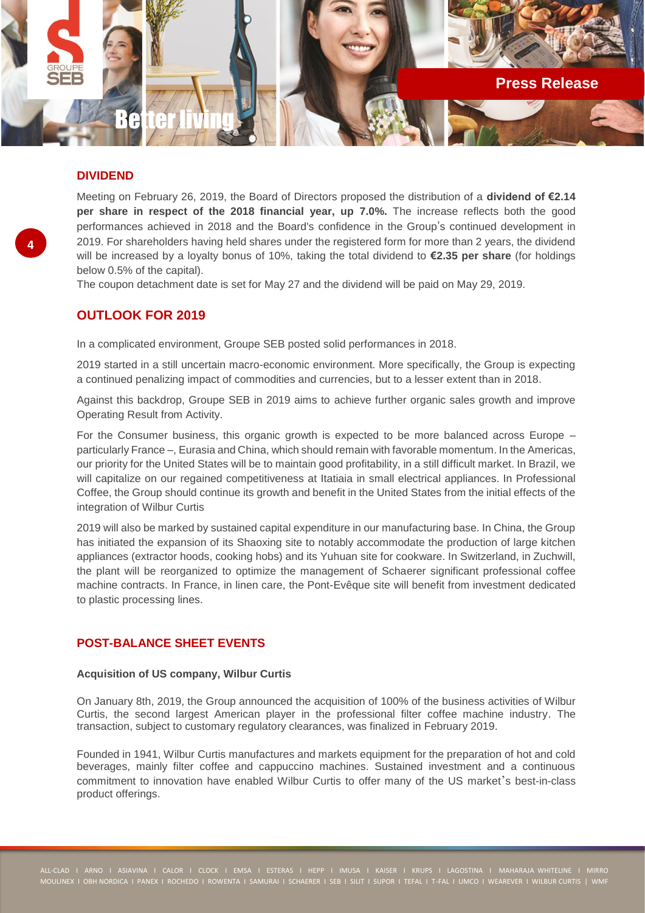## DIVIDEND

Meeting on February 26, 2019, the Board of Directors proposed the distribution of a **dividend of €2.14 per share in respect of the 2018 financial year, up 7.0%.** The increase reflects both the good performances achieved in 2018 and the Board's confidence in the Group's continued development in 2019. For shareholders having held shares under the registered form for more than 2 years, the dividend will be increased by a loyalty bonus of 10%, taking the total dividend to **€2.35 per share** (for holdings below 0.5% of the capital).

The coupon detachment date is set for May 27 and the dividend will be paid on May 29, 2019.

## OUTLOOK FOR 2019

In a complicated environment, Groupe SEB posted solid performances in 2018.

2019 started in a still uncertain macro-economic environment. More specifically, the Group is expecting a continued penalizing impact of commodities and currencies, but to a lesser extent than in 2018.

Against this backdrop, Groupe SEB in 2019 aims to achieve further organic sales growth and improve Operating Result from Activity.

For the Consumer business, this organic growth is expected to be more balanced across Europe – particularly France –, Eurasia and China, which should remain with favorable momentum. In the Americas, our priority for the United States will be to maintain good profitability, in a still difficult market. In Brazil, we will capitalize on our regained competitiveness at Itatiaia in small electrical appliances. In Professional Coffee, the Group should continue its growth and benefit in the United States from the initial effects of the integration of Wilbur Curtis

2019 will also be marked by sustained capital expenditure in our manufacturing base. In China, the Group has initiated the expansion of its Shaoxing site to notably accommodate the production of large kitchen appliances (extractor hoods, cooking hobs) and its Yuhuan site for cookware. In Switzerland, in Zuchwill, the plant will be reorganized to optimize the management of Schaerer significant professional coffee machine contracts. In France, in linen care, the Pont-Evêque site will benefit from investment dedicated to plastic processing lines.

## POST-BALANCE SHEET EVENTS

### Acquisition of US company, Wilbur Curtis

On January 8th, 2019, the Group announced the acquisition of 100% of the business activities of Wilbur Curtis, the second largest American player in the professional filter coffee machine industry. The transaction, subject to customary regulatory clearances, was finalized in February 2019.

Founded in 1941, Wilbur Curtis manufactures and markets equipment for the preparation of hot and cold beverages, mainly filter coffee and cappuccino machines. Sustained investment and a continuous commitment to innovation have enabled Wilbur Curtis to offer many of the US market's best-in-class product offerings.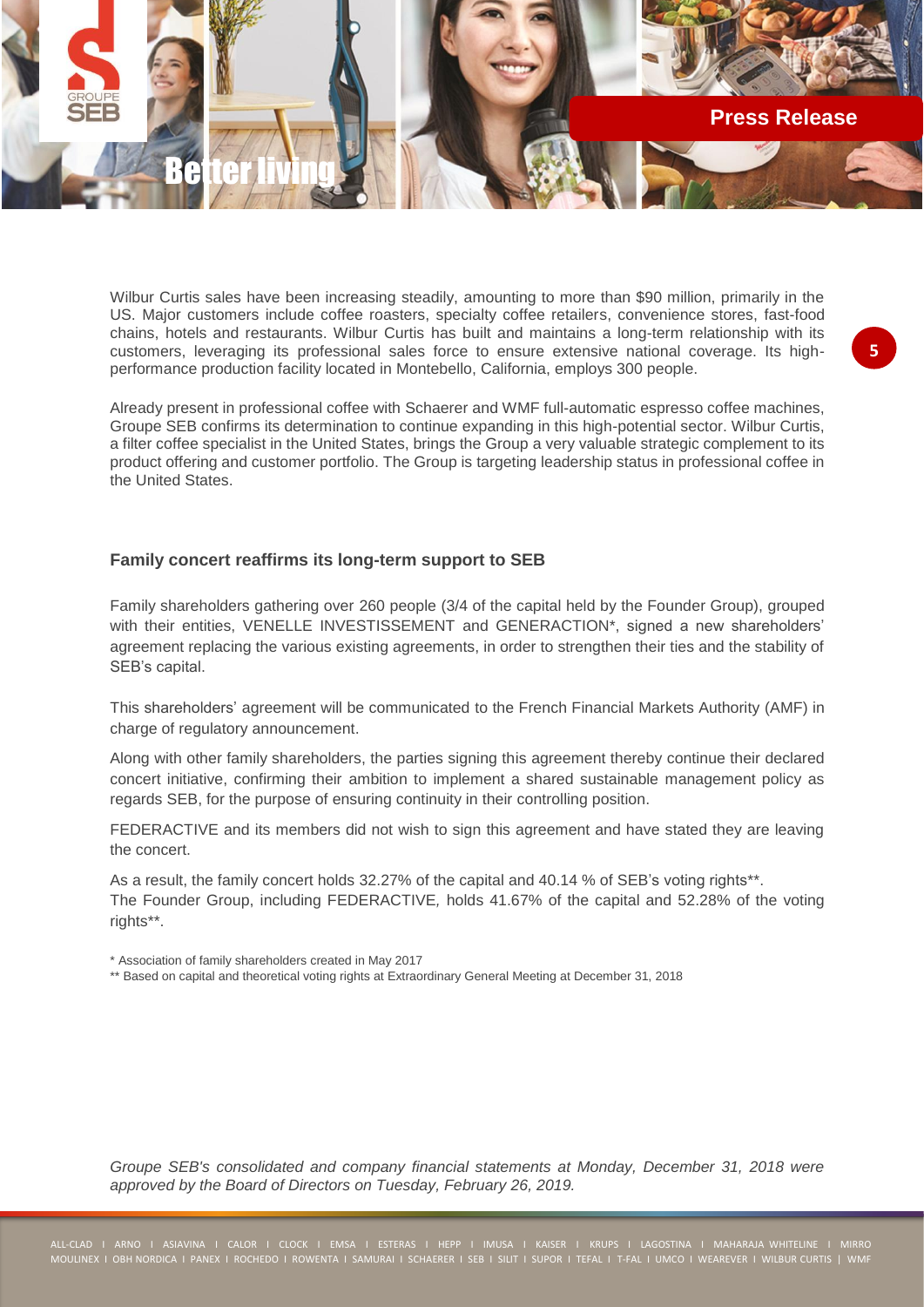Wilbur Curtis sales have been increasing steadily, amounting to more than $90 million, primarily in the US. Major customers include coffee roasters, specialty coffee retailers, convenience stores, fast-food chains, hotels and restaurants. Wilbur Curtis has built and maintains a long-term relationship with its customers, leveraging its professional sales force to ensure extensive national coverage. Its high-performance production facility located in Montebello, California, employs 300 people.

Already present in professional coffee with Schaerer and WMF full-automatic espresso coffee machines, Groupe SEB confirms its determination to continue expanding in this high-potential sector. Wilbur Curtis, a filter coffee specialist in the United States, brings the Group a very valuable strategic complement to its product offering and customer portfolio. The Group is targeting leadership status in professional coffee in the United States.

**Family concert reaffirms its long-term support to SEB**

Family shareholders gathering over 260 people (3/4 of the capital held by the Founder Group), grouped with their entities, VENELLE INVESTISSEMENT and GENERACTION*, signed a new shareholders' agreement replacing the various existing agreements, in order to strengthen their ties and the stability of SEB's capital.

This shareholders' agreement will be communicated to the French Financial Markets Authority (AMF) in charge of regulatory announcement.

Along with other family shareholders, the parties signing this agreement thereby continue their declared concert initiative, confirming their ambition to implement a shared sustainable management policy as regards SEB, for the purpose of ensuring continuity in their controlling position.

FEDERACTIVE and its members did not wish to sign this agreement and have stated they are leaving the concert.

As a result, the family concert holds 32.27% of the capital and 40.14 % of SEB's voting rights**.
The Founder Group, including FEDERACTIVE, holds 41.67% of the capital and 52.28% of the voting rights**.

\* Association of family shareholders created in May 2017
\*\* Based on capital and theoretical voting rights at Extraordinary General Meeting at December 31, 2018

*Groupe SEB's consolidated and company financial statements at Monday, December 31, 2018 were approved by the Board of Directors on Tuesday, February 26, 2019.*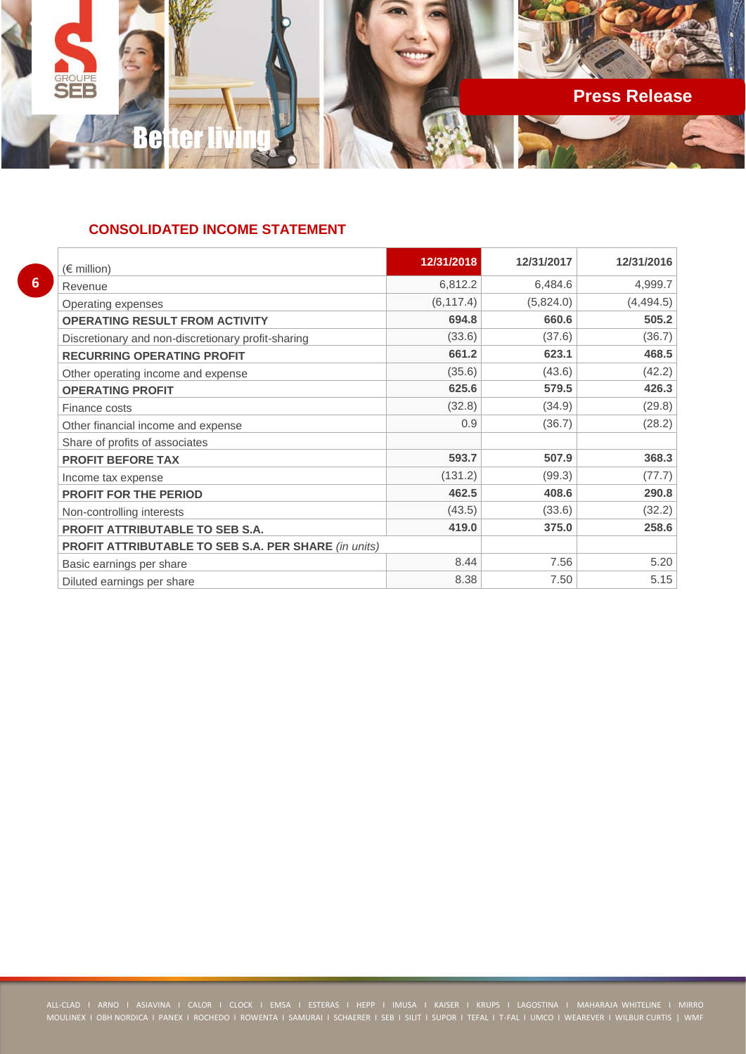## CONSOLIDATED INCOME STATEMENT

| (€ million) | 12/31/2018 | 12/31/2017 | 12/31/2016 |
|---|---|---|---|
| Revenue | 6,812.2 | 6,484.6 | 4,999.7 |
| Operating expenses | (6,117.4) | (5,824.0) | (4,494.5) |
| **OPERATING RESULT FROM ACTIVITY** | **694.8** | **660.6** | **505.2** |
| Discretionary and non-discretionary profit-sharing | (33.6) | (37.6) | (36.7) |
| **RECURRING OPERATING PROFIT** | **661.2** | **623.1** | **468.5** |
| Other operating income and expense | (35.6) | (43.6) | (42.2) |
| **OPERATING PROFIT** | **625.6** | **579.5** | **426.3** |
| Finance costs | (32.8) | (34.9) | (29.8) |
| Other financial income and expense | 0.9 | (36.7) | (28.2) |
| Share of profits of associates | | | |
| **PROFIT BEFORE TAX** | **593.7** | **507.9** | **368.3** |
| Income tax expense | (131.2) | (99.3) | (77.7) |
| **PROFIT FOR THE PERIOD** | **462.5** | **408.6** | **290.8** |
| Non-controlling interests | (43.5) | (33.6) | (32.2) |
| **PROFIT ATTRIBUTABLE TO SEB S.A.** | **419.0** | **375.0** | **258.6** |
| **PROFIT ATTRIBUTABLE TO SEB S.A. PER SHARE** *(in units)* | | | |
| Basic earnings per share | 8.44 | 7.56 | 5.20 |
| Diluted earnings per share | 8.38 | 7.50 | 5.15 |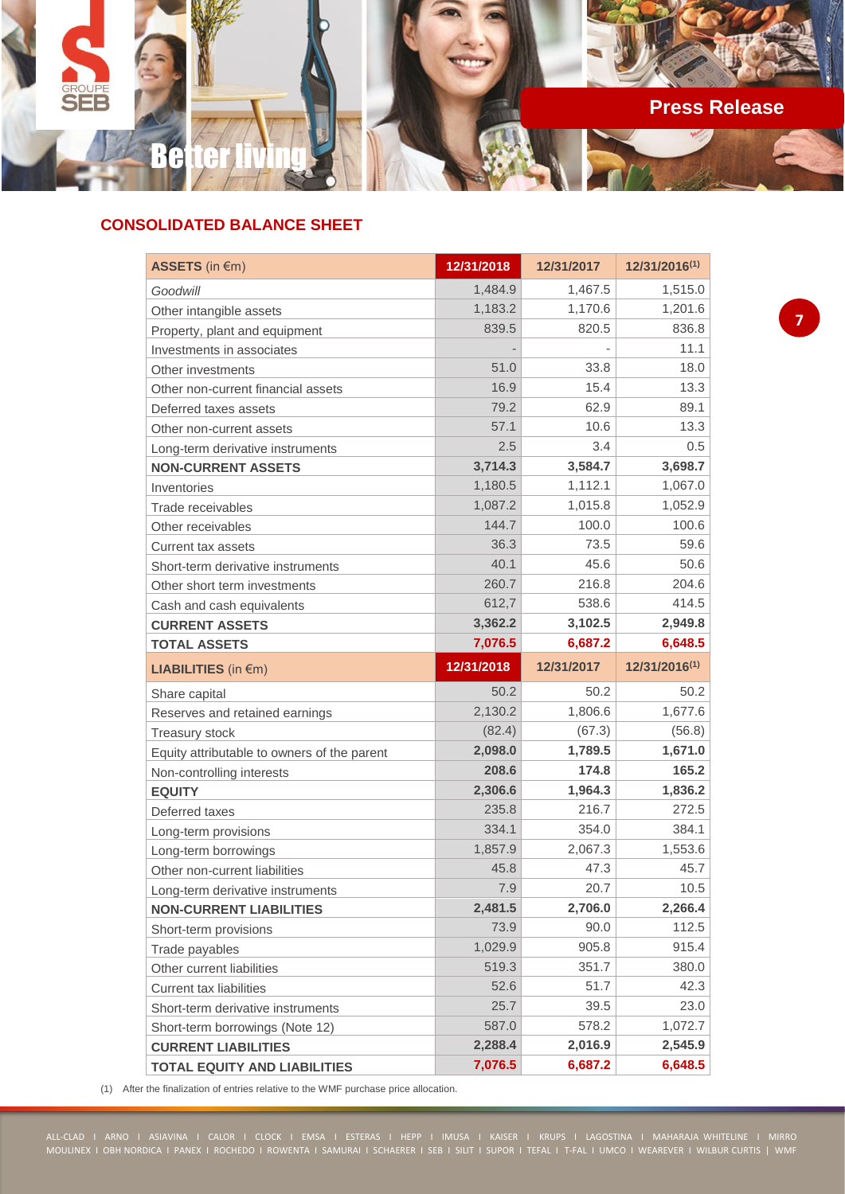## CONSOLIDATED BALANCE SHEET

| ASSETS (in €m) | 12/31/2018 | 12/31/2017 | 12/31/2016[1] |
|---|---|---|---|
| *Goodwill* | 1,484.9 | 1,467.5 | 1,515.0 |
| Other intangible assets | 1,183.2 | 1,170.6 | 1,201.6 |
| Property, plant and equipment | 839.5 | 820.5 | 836.8 |
| Investments in associates | - | - | 11.1 |
| Other investments | 51.0 | 33.8 | 18.0 |
| Other non-current financial assets | 16.9 | 15.4 | 13.3 |
| Deferred taxes assets | 79.2 | 62.9 | 89.1 |
| Other non-current assets | 57.1 | 10.6 | 13.3 |
| Long-term derivative instruments | 2.5 | 3.4 | 0.5 |
| **NON-CURRENT ASSETS** | **3,714.3** | **3,584.7** | **3,698.7** |
| Inventories | 1,180.5 | 1,112.1 | 1,067.0 |
| Trade receivables | 1,087.2 | 1,015.8 | 1,052.9 |
| Other receivables | 144.7 | 100.0 | 100.6 |
| Current tax assets | 36.3 | 73.5 | 59.6 |
| Short-term derivative instruments | 40.1 | 45.6 | 50.6 |
| Other short term investments | 260.7 | 216.8 | 204.6 |
| Cash and cash equivalents | 612,7 | 538.6 | 414.5 |
| **CURRENT ASSETS** | **3,362.2** | **3,102.5** | **2,949.8** |
| **TOTAL ASSETS** | **7,076.5** | **6,687.2** | **6,648.5** |
| **LIABILITIES (in €m)** | **12/31/2018** | **12/31/2017** | **12/31/2016[1]** |
| Share capital | 50.2 | 50.2 | 50.2 |
| Reserves and retained earnings | 2,130.2 | 1,806.6 | 1,677.6 |
| Treasury stock | (82.4) | (67.3) | (56.8) |
| Equity attributable to owners of the parent | **2,098.0** | **1,789.5** | **1,671.0** |
| Non-controlling interests | **208.6** | **174.8** | **165.2** |
| **EQUITY** | **2,306.6** | **1,964.3** | **1,836.2** |
| Deferred taxes | 235.8 | 216.7 | 272.5 |
| Long-term provisions | 334.1 | 354.0 | 384.1 |
| Long-term borrowings | 1,857.9 | 2,067.3 | 1,553.6 |
| Other non-current liabilities | 45.8 | 47.3 | 45.7 |
| Long-term derivative instruments | 7.9 | 20.7 | 10.5 |
| **NON-CURRENT LIABILITIES** | **2,481.5** | **2,706.0** | **2,266.4** |
| Short-term provisions | 73.9 | 90.0 | 112.5 |
| Trade payables | 1,029.9 | 905.8 | 915.4 |
| Other current liabilities | 519.3 | 351.7 | 380.0 |
| Current tax liabilities | 52.6 | 51.7 | 42.3 |
| Short-term derivative instruments | 25.7 | 39.5 | 23.0 |
| Short-term borrowings (Note 12) | 587.0 | 578.2 | 1,072.7 |
| **CURRENT LIABILITIES** | **2,288.4** | **2,016.9** | **2,545.9** |
| **TOTAL EQUITY AND LIABILITIES** | **7,076.5** | **6,687.2** | **6,648.5** |

(1) After the finalization of entries relative to the WMF purchase price allocation.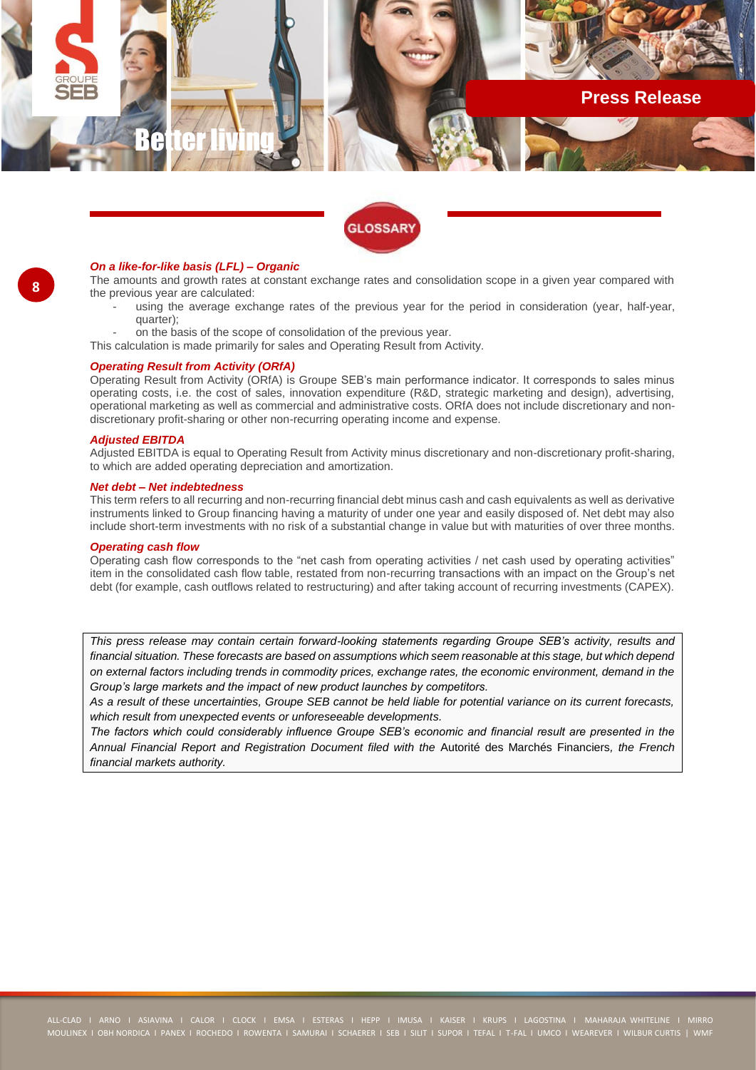# GLOSSARY

***On a like-for-like basis (LFL) – Organic***

The amounts and growth rates at constant exchange rates and consolidation scope in a given year compared with the previous year are calculated:

- using the average exchange rates of the previous year for the period in consideration (year, half-year, quarter);
- on the basis of the scope of consolidation of the previous year.

This calculation is made primarily for sales and Operating Result from Activity.

***Operating Result from Activity (ORfA)***

Operating Result from Activity (ORfA) is Groupe SEB's main performance indicator. It corresponds to sales minus operating costs, i.e. the cost of sales, innovation expenditure (R&D, strategic marketing and design), advertising, operational marketing as well as commercial and administrative costs. ORfA does not include discretionary and non-discretionary profit-sharing or other non-recurring operating income and expense.

***Adjusted EBITDA***

Adjusted EBITDA is equal to Operating Result from Activity minus discretionary and non-discretionary profit-sharing, to which are added operating depreciation and amortization.

***Net debt – Net indebtedness***

This term refers to all recurring and non-recurring financial debt minus cash and cash equivalents as well as derivative instruments linked to Group financing having a maturity of under one year and easily disposed of. Net debt may also include short-term investments with no risk of a substantial change in value but with maturities of over three months.

***Operating cash flow***

Operating cash flow corresponds to the "net cash from operating activities / net cash used by operating activities" item in the consolidated cash flow table, restated from non-recurring transactions with an impact on the Group's net debt (for example, cash outflows related to restructuring) and after taking account of recurring investments (CAPEX).

*This press release may contain certain forward-looking statements regarding Groupe SEB's activity, results and financial situation. These forecasts are based on assumptions which seem reasonable at this stage, but which depend on external factors including trends in commodity prices, exchange rates, the economic environment, demand in the Group's large markets and the impact of new product launches by competitors.*
*As a result of these uncertainties, Groupe SEB cannot be held liable for potential variance on its current forecasts, which result from unexpected events or unforeseeable developments.*
*The factors which could considerably influence Groupe SEB's economic and financial result are presented in the Annual Financial Report and Registration Document filed with the* Autorité des Marchés Financiers*, the French financial markets authority.*

ALL-CLAD I ARNO I ASIAVINA I CALOR I CLOCK I EMSA I ESTERAS I HEPP I IMUSA I KAISER I KRUPS I LAGOSTINA I MAHARAJA WHITELINE I MIRRO
MOULINEX I OBH NORDICA I PANEX I ROCHEDO I ROWENTA I SAMURAI I SCHAERER I SEB I SILIT I SUPOR I TEFAL I T-FAL I UMCO I WEAREVER I WILBUR CURTIS | WMF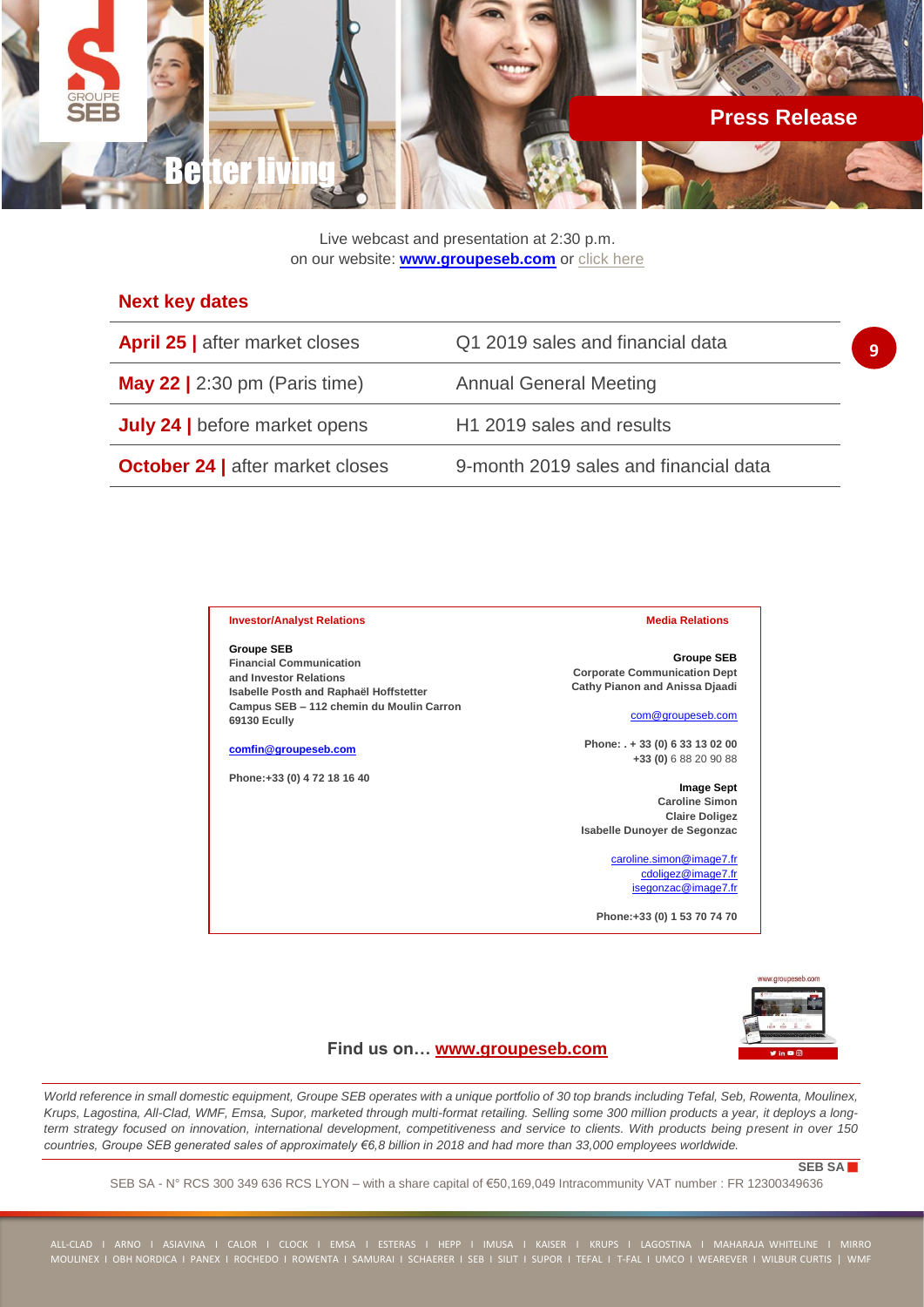Live webcast and presentation at 2:30 p.m.
on our website: **www.groupeseb.com** or click here

## Next key dates

| | |
|---|---|
| **April 25 \|** after market closes | Q1 2019 sales and financial data |
| **May 22 \|** 2:30 pm (Paris time) | Annual General Meeting |
| **July 24 \|** before market opens | H1 2019 sales and results |
| **October 24 \|** after market closes | 9-month 2019 sales and financial data |

**Investor/Analyst Relations**

**Groupe SEB**
**Financial Communication**
**and Investor Relations**
**Isabelle Posth and Raphaël Hoffstetter**
**Campus SEB – 112 chemin du Moulin Carron**
**69130 Ecully**

**comfin@groupeseb.com**

**Phone:+33 (0) 4 72 18 16 40**

**Media Relations**

**Groupe SEB**
**Corporate Communication Dept**
**Cathy Pianon and Anissa Djaadi**

com@groupeseb.com

**Phone: . + 33 (0) 6 33 13 02 00**
**+33 (0)** 6 88 20 90 88

**Image Sept**
**Caroline Simon**
**Claire Doligez**
**Isabelle Dunoyer de Segonzac**

caroline.simon@image7.fr
cdoligez@image7.fr
isegonzac@image7.fr

**Phone:+33 (0) 1 53 70 74 70**

**Find us on… www.groupeseb.com**

*World reference in small domestic equipment, Groupe SEB operates with a unique portfolio of 30 top brands including Tefal, Seb, Rowenta, Moulinex, Krups, Lagostina, All-Clad, WMF, Emsa, Supor, marketed through multi-format retailing. Selling some 300 million products a year, it deploys a long-term strategy focused on innovation, international development, competitiveness and service to clients. With products being present in over 150 countries, Groupe SEB generated sales of approximately €6,8 billion in 2018 and had more than 33,000 employees worldwide.*

**SEB SA**

SEB SA - N° RCS 300 349 636 RCS LYON – with a share capital of €50,169,049 Intracommunity VAT number : FR 12300349636

ALL-CLAD I ARNO I ASIAVINA I CALOR I CLOCK I EMSA I ESTERAS I HEPP I IMUSA I KAISER I KRUPS I LAGOSTINA I MAHARAJA WHITELINE I MIRRO MOULINEX I OBH NORDICA I PANEX I ROCHEDO I ROWENTA I SAMURAI I SCHAERER I SEB I SILIT I SUPOR I TEFAL I T-FAL I UMCO I WEAREVER I WILBUR CURTIS | WMF